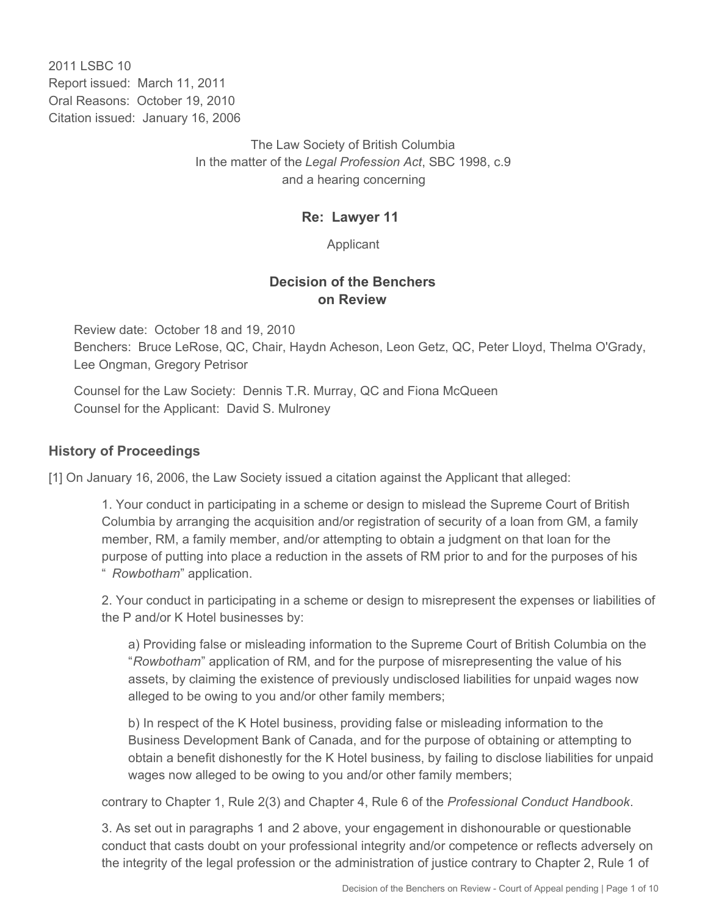2011 LSBC 10
Report issued: March 11, 2011
Oral Reasons: October 19, 2010
Citation issued: January 16, 2006

The Law Society of British Columbia
In the matter of the *Legal Profession Act*, SBC 1998, c.9
and a hearing concerning

## Re: Lawyer 11

Applicant

## Decision of the Benchers on Review

Review date: October 18 and 19, 2010
Benchers: Bruce LeRose, QC, Chair, Haydn Acheson, Leon Getz, QC, Peter Lloyd, Thelma O'Grady, Lee Ongman, Gregory Petrisor

Counsel for the Law Society: Dennis T.R. Murray, QC and Fiona McQueen
Counsel for the Applicant: David S. Mulroney

## History of Proceedings

[1] On January 16, 2006, the Law Society issued a citation against the Applicant that alleged:

> 1. Your conduct in participating in a scheme or design to mislead the Supreme Court of British Columbia by arranging the acquisition and/or registration of security of a loan from GM, a family member, RM, a family member, and/or attempting to obtain a judgment on that loan for the purpose of putting into place a reduction in the assets of RM prior to and for the purposes of his "*Rowbotham*" application.
>
> 2. Your conduct in participating in a scheme or design to misrepresent the expenses or liabilities of the P and/or K Hotel businesses by:
>
> > a) Providing false or misleading information to the Supreme Court of British Columbia on the "*Rowbotham*" application of RM, and for the purpose of misrepresenting the value of his assets, by claiming the existence of previously undisclosed liabilities for unpaid wages now alleged to be owing to you and/or other family members;
> >
> > b) In respect of the K Hotel business, providing false or misleading information to the Business Development Bank of Canada, and for the purpose of obtaining or attempting to obtain a benefit dishonestly for the K Hotel business, by failing to disclose liabilities for unpaid wages now alleged to be owing to you and/or other family members;
>
> contrary to Chapter 1, Rule 2(3) and Chapter 4, Rule 6 of the *Professional Conduct Handbook*.
>
> 3. As set out in paragraphs 1 and 2 above, your engagement in dishonourable or questionable conduct that casts doubt on your professional integrity and/or competence or reflects adversely on the integrity of the legal profession or the administration of justice contrary to Chapter 2, Rule 1 of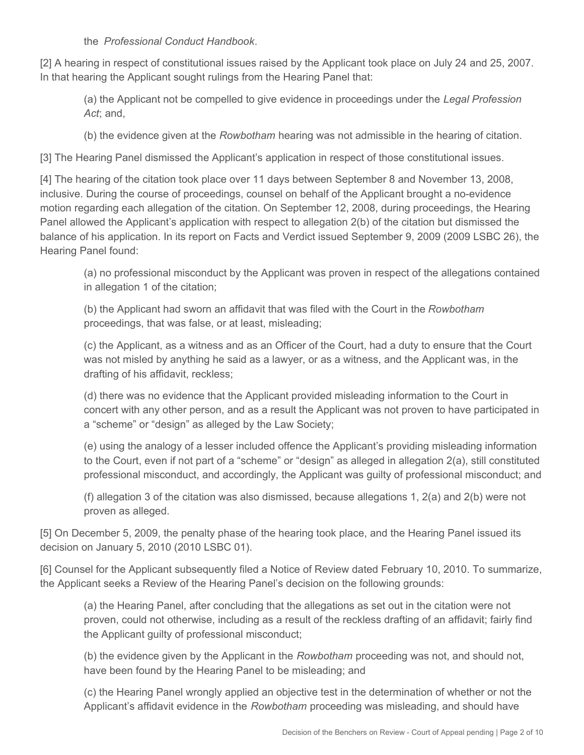the *Professional Conduct Handbook*.

[2] A hearing in respect of constitutional issues raised by the Applicant took place on July 24 and 25, 2007. In that hearing the Applicant sought rulings from the Hearing Panel that:

> (a) the Applicant not be compelled to give evidence in proceedings under the *Legal Profession Act*; and,
>
> (b) the evidence given at the *Rowbotham* hearing was not admissible in the hearing of citation.

[3] The Hearing Panel dismissed the Applicant's application in respect of those constitutional issues.

[4] The hearing of the citation took place over 11 days between September 8 and November 13, 2008, inclusive. During the course of proceedings, counsel on behalf of the Applicant brought a no-evidence motion regarding each allegation of the citation. On September 12, 2008, during proceedings, the Hearing Panel allowed the Applicant's application with respect to allegation 2(b) of the citation but dismissed the balance of his application. In its report on Facts and Verdict issued September 9, 2009 (2009 LSBC 26), the Hearing Panel found:

> (a) no professional misconduct by the Applicant was proven in respect of the allegations contained in allegation 1 of the citation;
>
> (b) the Applicant had sworn an affidavit that was filed with the Court in the *Rowbotham* proceedings, that was false, or at least, misleading;
>
> (c) the Applicant, as a witness and as an Officer of the Court, had a duty to ensure that the Court was not misled by anything he said as a lawyer, or as a witness, and the Applicant was, in the drafting of his affidavit, reckless;
>
> (d) there was no evidence that the Applicant provided misleading information to the Court in concert with any other person, and as a result the Applicant was not proven to have participated in a "scheme" or "design" as alleged by the Law Society;
>
> (e) using the analogy of a lesser included offence the Applicant's providing misleading information to the Court, even if not part of a "scheme" or "design" as alleged in allegation 2(a), still constituted professional misconduct, and accordingly, the Applicant was guilty of professional misconduct; and
>
> (f) allegation 3 of the citation was also dismissed, because allegations 1, 2(a) and 2(b) were not proven as alleged.

[5] On December 5, 2009, the penalty phase of the hearing took place, and the Hearing Panel issued its decision on January 5, 2010 (2010 LSBC 01).

[6] Counsel for the Applicant subsequently filed a Notice of Review dated February 10, 2010. To summarize, the Applicant seeks a Review of the Hearing Panel's decision on the following grounds:

> (a) the Hearing Panel, after concluding that the allegations as set out in the citation were not proven, could not otherwise, including as a result of the reckless drafting of an affidavit; fairly find the Applicant guilty of professional misconduct;
>
> (b) the evidence given by the Applicant in the *Rowbotham* proceeding was not, and should not, have been found by the Hearing Panel to be misleading; and
>
> (c) the Hearing Panel wrongly applied an objective test in the determination of whether or not the Applicant's affidavit evidence in the *Rowbotham* proceeding was misleading, and should have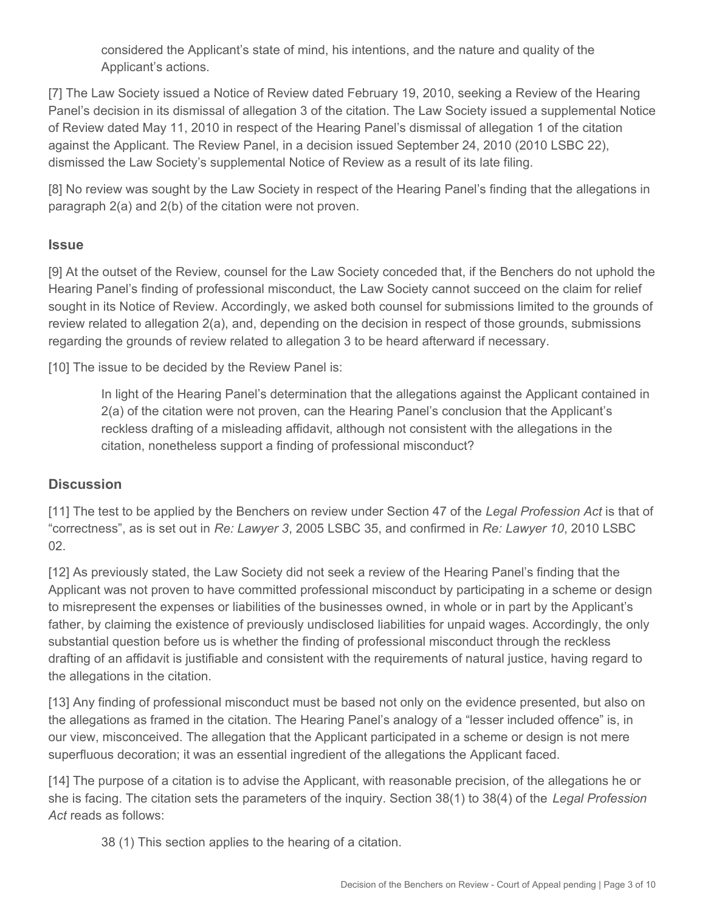considered the Applicant's state of mind, his intentions, and the nature and quality of the Applicant's actions.

[7] The Law Society issued a Notice of Review dated February 19, 2010, seeking a Review of the Hearing Panel's decision in its dismissal of allegation 3 of the citation. The Law Society issued a supplemental Notice of Review dated May 11, 2010 in respect of the Hearing Panel's dismissal of allegation 1 of the citation against the Applicant. The Review Panel, in a decision issued September 24, 2010 (2010 LSBC 22), dismissed the Law Society's supplemental Notice of Review as a result of its late filing.

[8] No review was sought by the Law Society in respect of the Hearing Panel's finding that the allegations in paragraph 2(a) and 2(b) of the citation were not proven.

## Issue

[9] At the outset of the Review, counsel for the Law Society conceded that, if the Benchers do not uphold the Hearing Panel's finding of professional misconduct, the Law Society cannot succeed on the claim for relief sought in its Notice of Review. Accordingly, we asked both counsel for submissions limited to the grounds of review related to allegation 2(a), and, depending on the decision in respect of those grounds, submissions regarding the grounds of review related to allegation 3 to be heard afterward if necessary.

[10] The issue to be decided by the Review Panel is:

> In light of the Hearing Panel's determination that the allegations against the Applicant contained in 2(a) of the citation were not proven, can the Hearing Panel's conclusion that the Applicant's reckless drafting of a misleading affidavit, although not consistent with the allegations in the citation, nonetheless support a finding of professional misconduct?

## Discussion

[11] The test to be applied by the Benchers on review under Section 47 of the *Legal Profession Act* is that of "correctness", as is set out in *Re: Lawyer 3*, 2005 LSBC 35, and confirmed in *Re: Lawyer 10*, 2010 LSBC 02.

[12] As previously stated, the Law Society did not seek a review of the Hearing Panel's finding that the Applicant was not proven to have committed professional misconduct by participating in a scheme or design to misrepresent the expenses or liabilities of the businesses owned, in whole or in part by the Applicant's father, by claiming the existence of previously undisclosed liabilities for unpaid wages. Accordingly, the only substantial question before us is whether the finding of professional misconduct through the reckless drafting of an affidavit is justifiable and consistent with the requirements of natural justice, having regard to the allegations in the citation.

[13] Any finding of professional misconduct must be based not only on the evidence presented, but also on the allegations as framed in the citation. The Hearing Panel's analogy of a "lesser included offence" is, in our view, misconceived. The allegation that the Applicant participated in a scheme or design is not mere superfluous decoration; it was an essential ingredient of the allegations the Applicant faced.

[14] The purpose of a citation is to advise the Applicant, with reasonable precision, of the allegations he or she is facing. The citation sets the parameters of the inquiry. Section 38(1) to 38(4) of the *Legal Profession Act* reads as follows:

> 38 (1) This section applies to the hearing of a citation.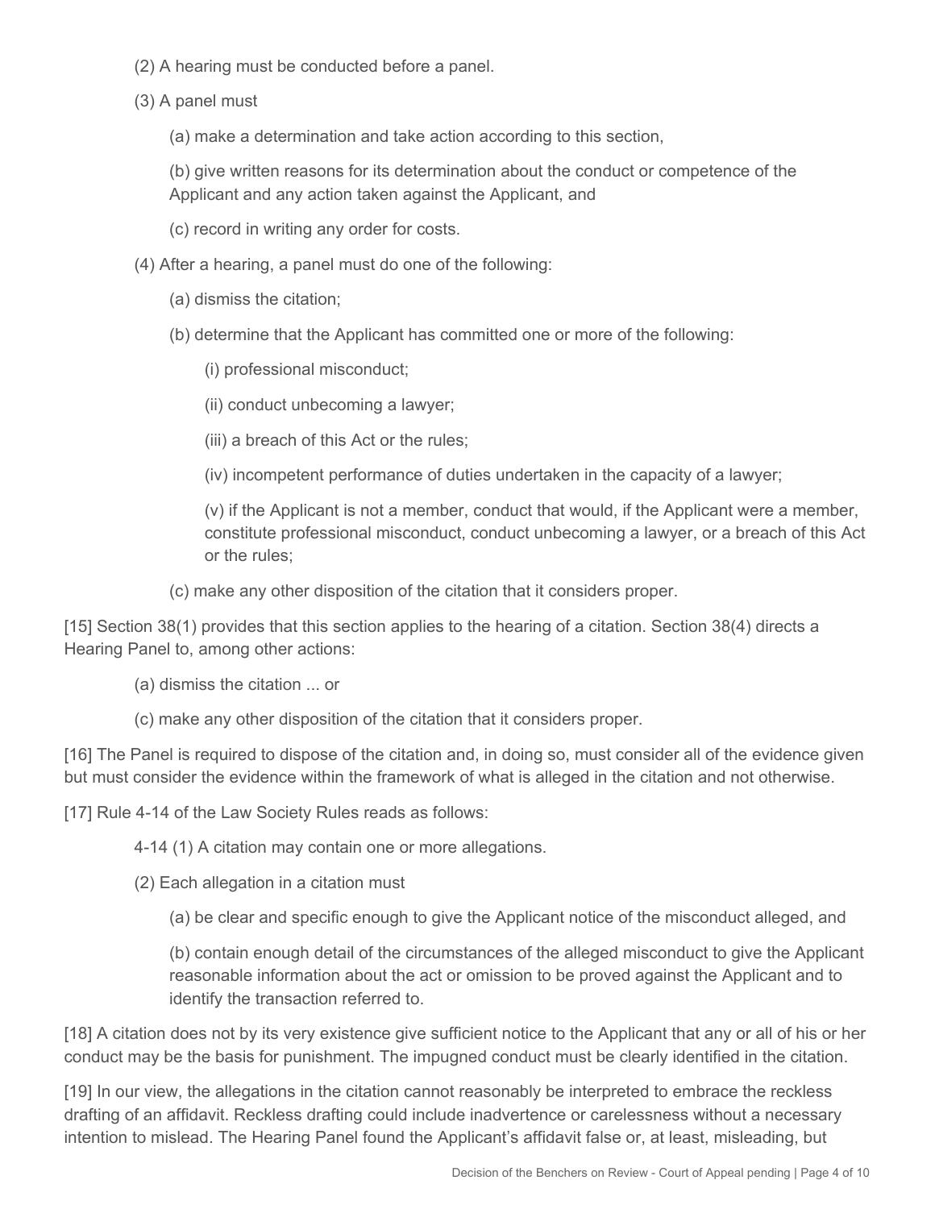(2) A hearing must be conducted before a panel.

(3) A panel must

(a) make a determination and take action according to this section,

(b) give written reasons for its determination about the conduct or competence of the Applicant and any action taken against the Applicant, and

(c) record in writing any order for costs.

(4) After a hearing, a panel must do one of the following:

(a) dismiss the citation;

(b) determine that the Applicant has committed one or more of the following:

(i) professional misconduct;

(ii) conduct unbecoming a lawyer;

(iii) a breach of this Act or the rules;

(iv) incompetent performance of duties undertaken in the capacity of a lawyer;

(v) if the Applicant is not a member, conduct that would, if the Applicant were a member, constitute professional misconduct, conduct unbecoming a lawyer, or a breach of this Act or the rules;

(c) make any other disposition of the citation that it considers proper.

[15] Section 38(1) provides that this section applies to the hearing of a citation. Section 38(4) directs a Hearing Panel to, among other actions:

(a) dismiss the citation ... or

(c) make any other disposition of the citation that it considers proper.

[16] The Panel is required to dispose of the citation and, in doing so, must consider all of the evidence given but must consider the evidence within the framework of what is alleged in the citation and not otherwise.

[17] Rule 4-14 of the Law Society Rules reads as follows:

4-14 (1) A citation may contain one or more allegations.

(2) Each allegation in a citation must

(a) be clear and specific enough to give the Applicant notice of the misconduct alleged, and

(b) contain enough detail of the circumstances of the alleged misconduct to give the Applicant reasonable information about the act or omission to be proved against the Applicant and to identify the transaction referred to.

[18] A citation does not by its very existence give sufficient notice to the Applicant that any or all of his or her conduct may be the basis for punishment. The impugned conduct must be clearly identified in the citation.

[19] In our view, the allegations in the citation cannot reasonably be interpreted to embrace the reckless drafting of an affidavit. Reckless drafting could include inadvertence or carelessness without a necessary intention to mislead. The Hearing Panel found the Applicant's affidavit false or, at least, misleading, but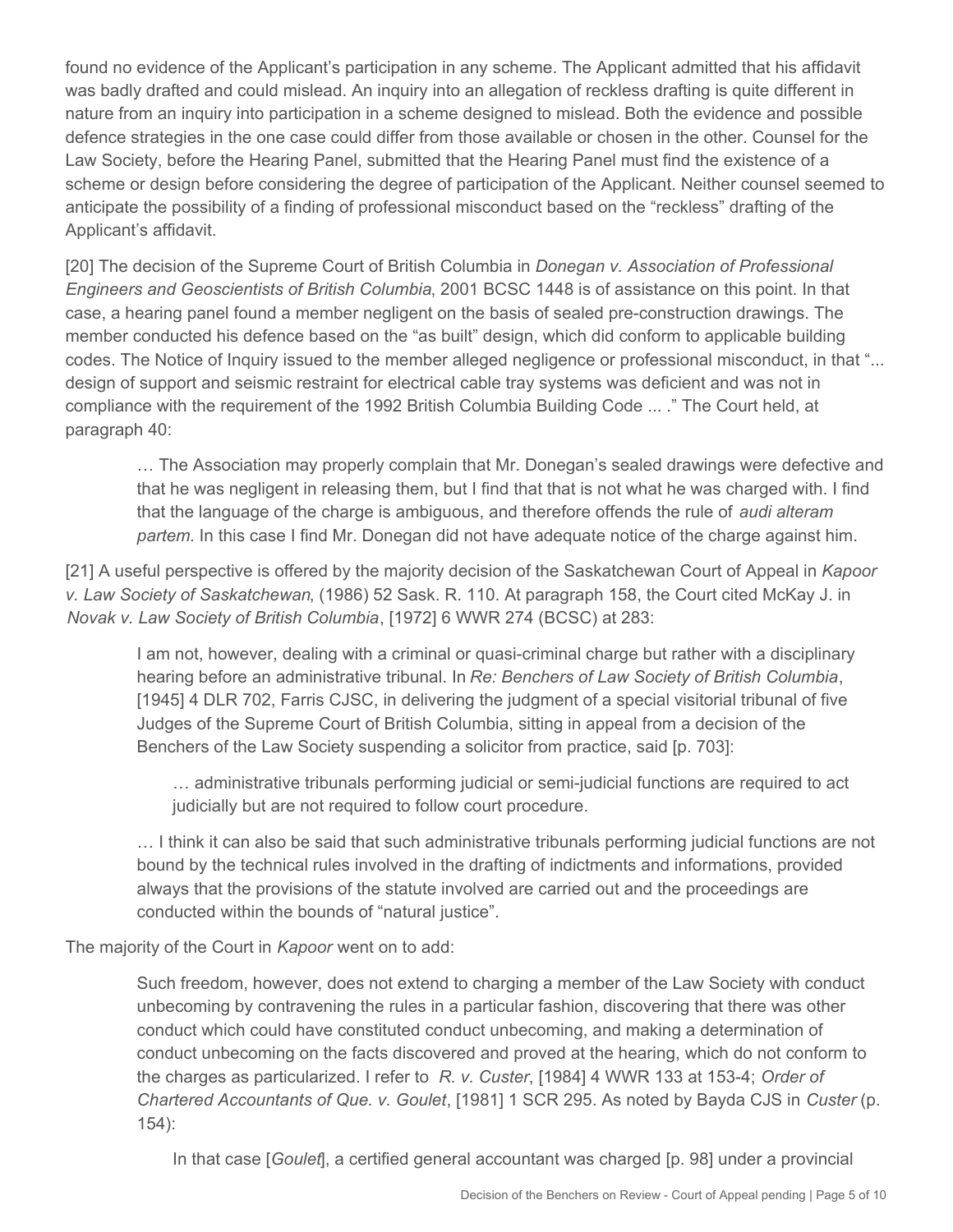found no evidence of the Applicant's participation in any scheme. The Applicant admitted that his affidavit was badly drafted and could mislead. An inquiry into an allegation of reckless drafting is quite different in nature from an inquiry into participation in a scheme designed to mislead. Both the evidence and possible defence strategies in the one case could differ from those available or chosen in the other. Counsel for the Law Society, before the Hearing Panel, submitted that the Hearing Panel must find the existence of a scheme or design before considering the degree of participation of the Applicant. Neither counsel seemed to anticipate the possibility of a finding of professional misconduct based on the "reckless" drafting of the Applicant's affidavit.

[20] The decision of the Supreme Court of British Columbia in *Donegan v. Association of Professional Engineers and Geoscientists of British Columbia*, 2001 BCSC 1448 is of assistance on this point. In that case, a hearing panel found a member negligent on the basis of sealed pre-construction drawings. The member conducted his defence based on the "as built" design, which did conform to applicable building codes. The Notice of Inquiry issued to the member alleged negligence or professional misconduct, in that "... design of support and seismic restraint for electrical cable tray systems was deficient and was not in compliance with the requirement of the 1992 British Columbia Building Code ... ." The Court held, at paragraph 40:

> … The Association may properly complain that Mr. Donegan's sealed drawings were defective and that he was negligent in releasing them, but I find that that is not what he was charged with. I find that the language of the charge is ambiguous, and therefore offends the rule of *audi alteram partem*. In this case I find Mr. Donegan did not have adequate notice of the charge against him.

[21] A useful perspective is offered by the majority decision of the Saskatchewan Court of Appeal in *Kapoor v. Law Society of Saskatchewan*, (1986) 52 Sask. R. 110. At paragraph 158, the Court cited McKay J. in *Novak v. Law Society of British Columbia*, [1972] 6 WWR 274 (BCSC) at 283:

> I am not, however, dealing with a criminal or quasi-criminal charge but rather with a disciplinary hearing before an administrative tribunal. In *Re: Benchers of Law Society of British Columbia*, [1945] 4 DLR 702, Farris CJSC, in delivering the judgment of a special visitorial tribunal of five Judges of the Supreme Court of British Columbia, sitting in appeal from a decision of the Benchers of the Law Society suspending a solicitor from practice, said [p. 703]:
>
> > … administrative tribunals performing judicial or semi-judicial functions are required to act judicially but are not required to follow court procedure.
>
> … I think it can also be said that such administrative tribunals performing judicial functions are not bound by the technical rules involved in the drafting of indictments and informations, provided always that the provisions of the statute involved are carried out and the proceedings are conducted within the bounds of "natural justice".

The majority of the Court in *Kapoor* went on to add:

> Such freedom, however, does not extend to charging a member of the Law Society with conduct unbecoming by contravening the rules in a particular fashion, discovering that there was other conduct which could have constituted conduct unbecoming, and making a determination of conduct unbecoming on the facts discovered and proved at the hearing, which do not conform to the charges as particularized. I refer to *R. v. Custer*, [1984] 4 WWR 133 at 153-4; *Order of Chartered Accountants of Que. v. Goulet*, [1981] 1 SCR 295. As noted by Bayda CJS in *Custer* (p. 154):
>
> > In that case [*Goulet*], a certified general accountant was charged [p. 98] under a provincial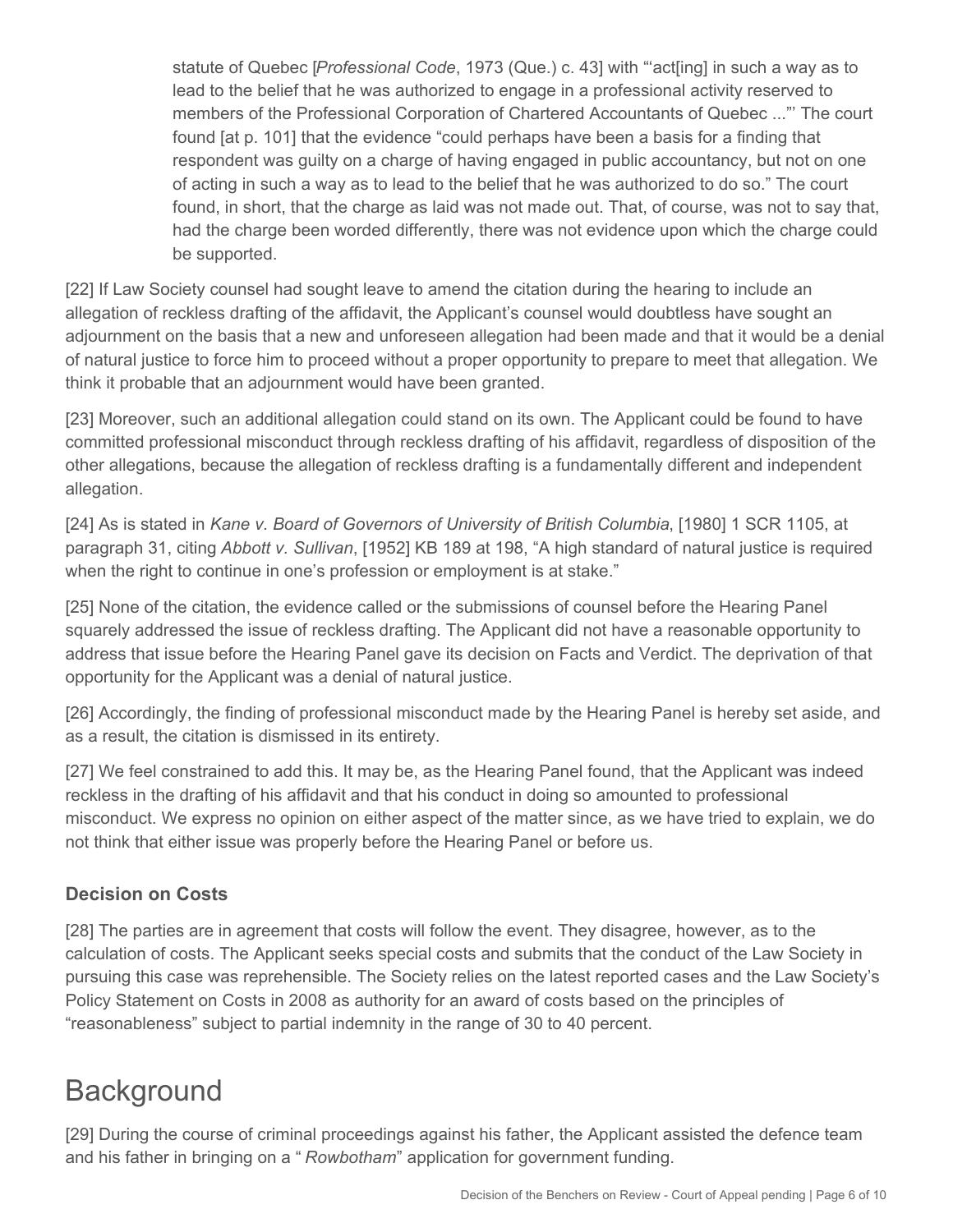> statute of Quebec [*Professional Code*, 1973 (Que.) c. 43] with "'act[ing] in such a way as to lead to the belief that he was authorized to engage in a professional activity reserved to members of the Professional Corporation of Chartered Accountants of Quebec ...'" The court found [at p. 101] that the evidence "could perhaps have been a basis for a finding that respondent was guilty on a charge of having engaged in public accountancy, but not on one of acting in such a way as to lead to the belief that he was authorized to do so." The court found, in short, that the charge as laid was not made out. That, of course, was not to say that, had the charge been worded differently, there was not evidence upon which the charge could be supported.

[22] If Law Society counsel had sought leave to amend the citation during the hearing to include an allegation of reckless drafting of the affidavit, the Applicant's counsel would doubtless have sought an adjournment on the basis that a new and unforeseen allegation had been made and that it would be a denial of natural justice to force him to proceed without a proper opportunity to prepare to meet that allegation. We think it probable that an adjournment would have been granted.

[23] Moreover, such an additional allegation could stand on its own. The Applicant could be found to have committed professional misconduct through reckless drafting of his affidavit, regardless of disposition of the other allegations, because the allegation of reckless drafting is a fundamentally different and independent allegation.

[24] As is stated in *Kane v. Board of Governors of University of British Columbia*, [1980] 1 SCR 1105, at paragraph 31, citing *Abbott v. Sullivan*, [1952] KB 189 at 198, "A high standard of natural justice is required when the right to continue in one's profession or employment is at stake."

[25] None of the citation, the evidence called or the submissions of counsel before the Hearing Panel squarely addressed the issue of reckless drafting. The Applicant did not have a reasonable opportunity to address that issue before the Hearing Panel gave its decision on Facts and Verdict. The deprivation of that opportunity for the Applicant was a denial of natural justice.

[26] Accordingly, the finding of professional misconduct made by the Hearing Panel is hereby set aside, and as a result, the citation is dismissed in its entirety.

[27] We feel constrained to add this. It may be, as the Hearing Panel found, that the Applicant was indeed reckless in the drafting of his affidavit and that his conduct in doing so amounted to professional misconduct. We express no opinion on either aspect of the matter since, as we have tried to explain, we do not think that either issue was properly before the Hearing Panel or before us.

### Decision on Costs

[28] The parties are in agreement that costs will follow the event. They disagree, however, as to the calculation of costs. The Applicant seeks special costs and submits that the conduct of the Law Society in pursuing this case was reprehensible. The Society relies on the latest reported cases and the Law Society's Policy Statement on Costs in 2008 as authority for an award of costs based on the principles of "reasonableness" subject to partial indemnity in the range of 30 to 40 percent.

## Background

[29] During the course of criminal proceedings against his father, the Applicant assisted the defence team and his father in bringing on a " *Rowbotham*" application for government funding.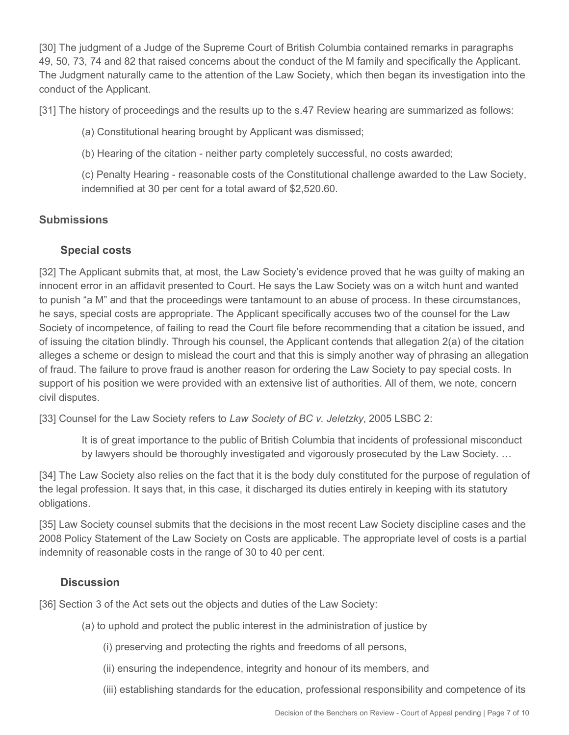[30] The judgment of a Judge of the Supreme Court of British Columbia contained remarks in paragraphs 49, 50, 73, 74 and 82 that raised concerns about the conduct of the M family and specifically the Applicant. The Judgment naturally came to the attention of the Law Society, which then began its investigation into the conduct of the Applicant.

[31] The history of proceedings and the results up to the s.47 Review hearing are summarized as follows:

> (a) Constitutional hearing brought by Applicant was dismissed;
>
> (b) Hearing of the citation - neither party completely successful, no costs awarded;
>
> (c) Penalty Hearing - reasonable costs of the Constitutional challenge awarded to the Law Society, indemnified at 30 per cent for a total award of $2,520.60.

## Submissions

### Special costs

[32] The Applicant submits that, at most, the Law Society's evidence proved that he was guilty of making an innocent error in an affidavit presented to Court. He says the Law Society was on a witch hunt and wanted to punish "a M" and that the proceedings were tantamount to an abuse of process. In these circumstances, he says, special costs are appropriate. The Applicant specifically accuses two of the counsel for the Law Society of incompetence, of failing to read the Court file before recommending that a citation be issued, and of issuing the citation blindly. Through his counsel, the Applicant contends that allegation 2(a) of the citation alleges a scheme or design to mislead the court and that this is simply another way of phrasing an allegation of fraud. The failure to prove fraud is another reason for ordering the Law Society to pay special costs. In support of his position we were provided with an extensive list of authorities. All of them, we note, concern civil disputes.

[33] Counsel for the Law Society refers to *Law Society of BC v. Jeletzky*, 2005 LSBC 2:

> It is of great importance to the public of British Columbia that incidents of professional misconduct by lawyers should be thoroughly investigated and vigorously prosecuted by the Law Society. …

[34] The Law Society also relies on the fact that it is the body duly constituted for the purpose of regulation of the legal profession. It says that, in this case, it discharged its duties entirely in keeping with its statutory obligations.

[35] Law Society counsel submits that the decisions in the most recent Law Society discipline cases and the 2008 Policy Statement of the Law Society on Costs are applicable. The appropriate level of costs is a partial indemnity of reasonable costs in the range of 30 to 40 per cent.

### Discussion

[36] Section 3 of the Act sets out the objects and duties of the Law Society:

> (a) to uphold and protect the public interest in the administration of justice by
>
> > (i) preserving and protecting the rights and freedoms of all persons,
> >
> > (ii) ensuring the independence, integrity and honour of its members, and
> >
> > (iii) establishing standards for the education, professional responsibility and competence of its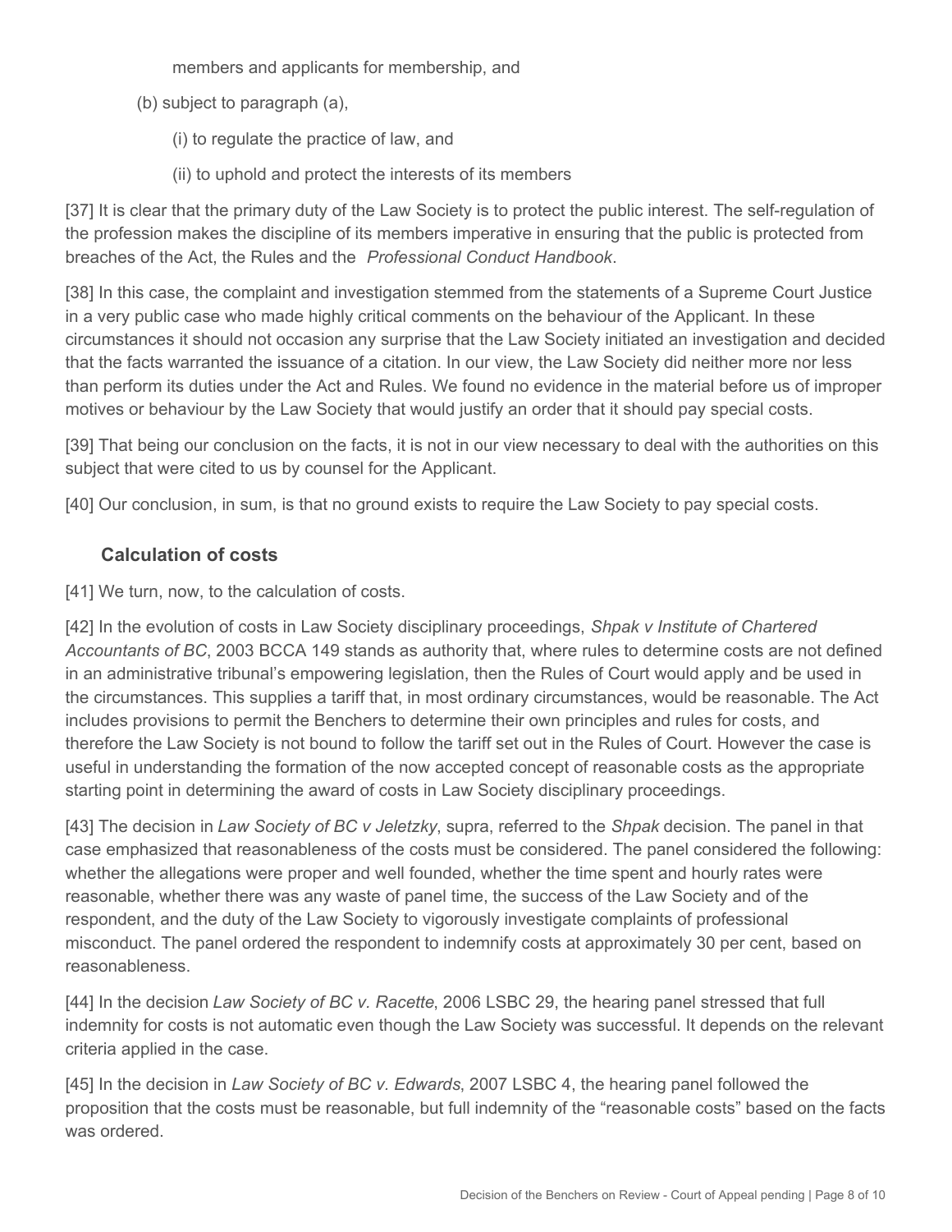members and applicants for membership, and

(b) subject to paragraph (a),

(i) to regulate the practice of law, and

(ii) to uphold and protect the interests of its members

[37] It is clear that the primary duty of the Law Society is to protect the public interest. The self-regulation of the profession makes the discipline of its members imperative in ensuring that the public is protected from breaches of the Act, the Rules and the *Professional Conduct Handbook*.

[38] In this case, the complaint and investigation stemmed from the statements of a Supreme Court Justice in a very public case who made highly critical comments on the behaviour of the Applicant. In these circumstances it should not occasion any surprise that the Law Society initiated an investigation and decided that the facts warranted the issuance of a citation. In our view, the Law Society did neither more nor less than perform its duties under the Act and Rules. We found no evidence in the material before us of improper motives or behaviour by the Law Society that would justify an order that it should pay special costs.

[39] That being our conclusion on the facts, it is not in our view necessary to deal with the authorities on this subject that were cited to us by counsel for the Applicant.

[40] Our conclusion, in sum, is that no ground exists to require the Law Society to pay special costs.

### Calculation of costs

[41] We turn, now, to the calculation of costs.

[42] In the evolution of costs in Law Society disciplinary proceedings, *Shpak v Institute of Chartered Accountants of BC*, 2003 BCCA 149 stands as authority that, where rules to determine costs are not defined in an administrative tribunal's empowering legislation, then the Rules of Court would apply and be used in the circumstances. This supplies a tariff that, in most ordinary circumstances, would be reasonable. The Act includes provisions to permit the Benchers to determine their own principles and rules for costs, and therefore the Law Society is not bound to follow the tariff set out in the Rules of Court. However the case is useful in understanding the formation of the now accepted concept of reasonable costs as the appropriate starting point in determining the award of costs in Law Society disciplinary proceedings.

[43] The decision in *Law Society of BC v Jeletzky*, supra, referred to the *Shpak* decision. The panel in that case emphasized that reasonableness of the costs must be considered. The panel considered the following: whether the allegations were proper and well founded, whether the time spent and hourly rates were reasonable, whether there was any waste of panel time, the success of the Law Society and of the respondent, and the duty of the Law Society to vigorously investigate complaints of professional misconduct. The panel ordered the respondent to indemnify costs at approximately 30 per cent, based on reasonableness.

[44] In the decision *Law Society of BC v. Racette*, 2006 LSBC 29, the hearing panel stressed that full indemnity for costs is not automatic even though the Law Society was successful. It depends on the relevant criteria applied in the case.

[45] In the decision in *Law Society of BC v. Edwards*, 2007 LSBC 4, the hearing panel followed the proposition that the costs must be reasonable, but full indemnity of the "reasonable costs" based on the facts was ordered.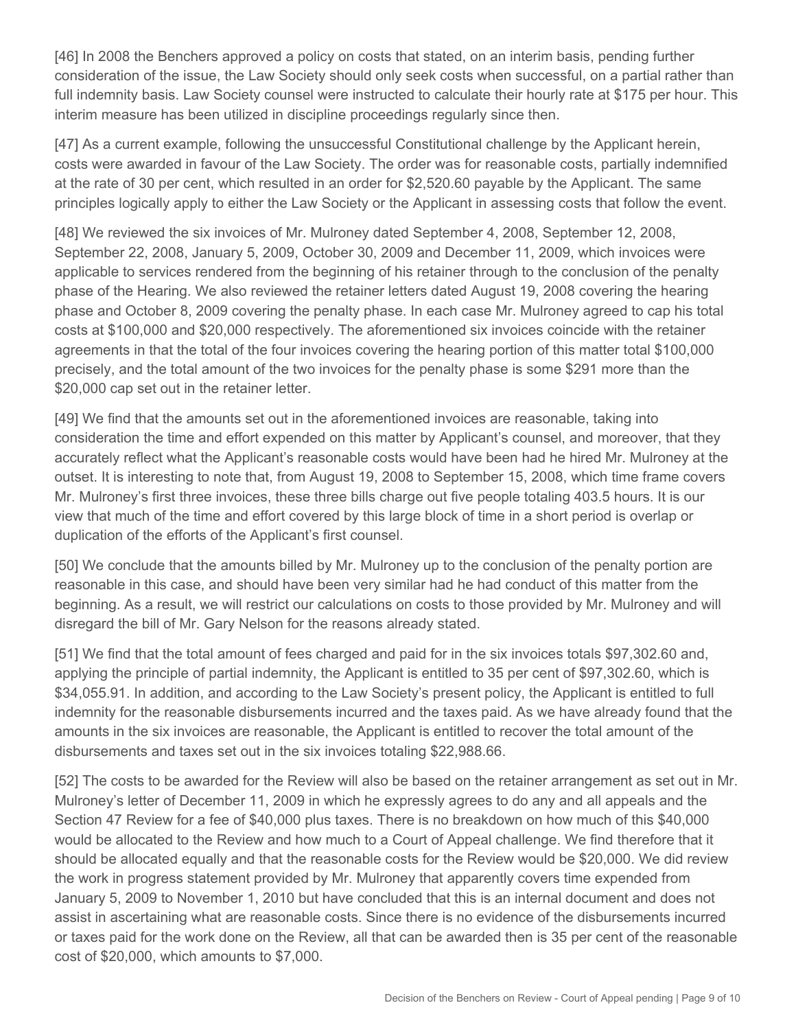[46] In 2008 the Benchers approved a policy on costs that stated, on an interim basis, pending further consideration of the issue, the Law Society should only seek costs when successful, on a partial rather than full indemnity basis. Law Society counsel were instructed to calculate their hourly rate at $175 per hour. This interim measure has been utilized in discipline proceedings regularly since then.

[47] As a current example, following the unsuccessful Constitutional challenge by the Applicant herein, costs were awarded in favour of the Law Society. The order was for reasonable costs, partially indemnified at the rate of 30 per cent, which resulted in an order for $2,520.60 payable by the Applicant. The same principles logically apply to either the Law Society or the Applicant in assessing costs that follow the event.

[48] We reviewed the six invoices of Mr. Mulroney dated September 4, 2008, September 12, 2008, September 22, 2008, January 5, 2009, October 30, 2009 and December 11, 2009, which invoices were applicable to services rendered from the beginning of his retainer through to the conclusion of the penalty phase of the Hearing. We also reviewed the retainer letters dated August 19, 2008 covering the hearing phase and October 8, 2009 covering the penalty phase. In each case Mr. Mulroney agreed to cap his total costs at $100,000 and $20,000 respectively. The aforementioned six invoices coincide with the retainer agreements in that the total of the four invoices covering the hearing portion of this matter total $100,000 precisely, and the total amount of the two invoices for the penalty phase is some $291 more than the $20,000 cap set out in the retainer letter.

[49] We find that the amounts set out in the aforementioned invoices are reasonable, taking into consideration the time and effort expended on this matter by Applicant's counsel, and moreover, that they accurately reflect what the Applicant's reasonable costs would have been had he hired Mr. Mulroney at the outset. It is interesting to note that, from August 19, 2008 to September 15, 2008, which time frame covers Mr. Mulroney's first three invoices, these three bills charge out five people totaling 403.5 hours. It is our view that much of the time and effort covered by this large block of time in a short period is overlap or duplication of the efforts of the Applicant's first counsel.

[50] We conclude that the amounts billed by Mr. Mulroney up to the conclusion of the penalty portion are reasonable in this case, and should have been very similar had he had conduct of this matter from the beginning. As a result, we will restrict our calculations on costs to those provided by Mr. Mulroney and will disregard the bill of Mr. Gary Nelson for the reasons already stated.

[51] We find that the total amount of fees charged and paid for in the six invoices totals $97,302.60 and, applying the principle of partial indemnity, the Applicant is entitled to 35 per cent of $97,302.60, which is $34,055.91. In addition, and according to the Law Society's present policy, the Applicant is entitled to full indemnity for the reasonable disbursements incurred and the taxes paid. As we have already found that the amounts in the six invoices are reasonable, the Applicant is entitled to recover the total amount of the disbursements and taxes set out in the six invoices totaling $22,988.66.

[52] The costs to be awarded for the Review will also be based on the retainer arrangement as set out in Mr. Mulroney's letter of December 11, 2009 in which he expressly agrees to do any and all appeals and the Section 47 Review for a fee of $40,000 plus taxes. There is no breakdown on how much of this $40,000 would be allocated to the Review and how much to a Court of Appeal challenge. We find therefore that it should be allocated equally and that the reasonable costs for the Review would be $20,000. We did review the work in progress statement provided by Mr. Mulroney that apparently covers time expended from January 5, 2009 to November 1, 2010 but have concluded that this is an internal document and does not assist in ascertaining what are reasonable costs. Since there is no evidence of the disbursements incurred or taxes paid for the work done on the Review, all that can be awarded then is 35 per cent of the reasonable cost of $20,000, which amounts to $7,000.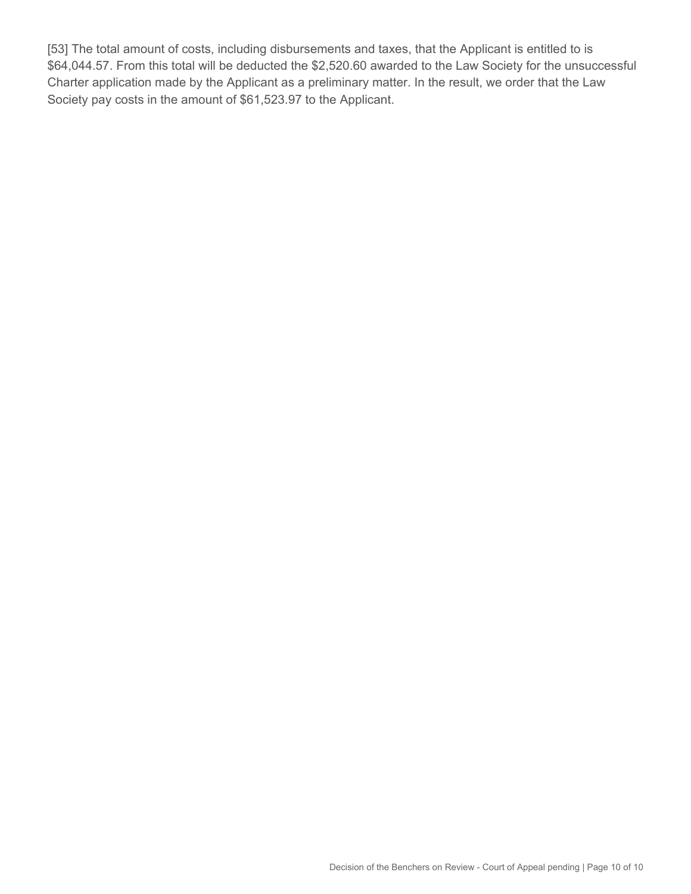[53] The total amount of costs, including disbursements and taxes, that the Applicant is entitled to is $64,044.57. From this total will be deducted the $2,520.60 awarded to the Law Society for the unsuccessful Charter application made by the Applicant as a preliminary matter. In the result, we order that the Law Society pay costs in the amount of $61,523.97 to the Applicant.